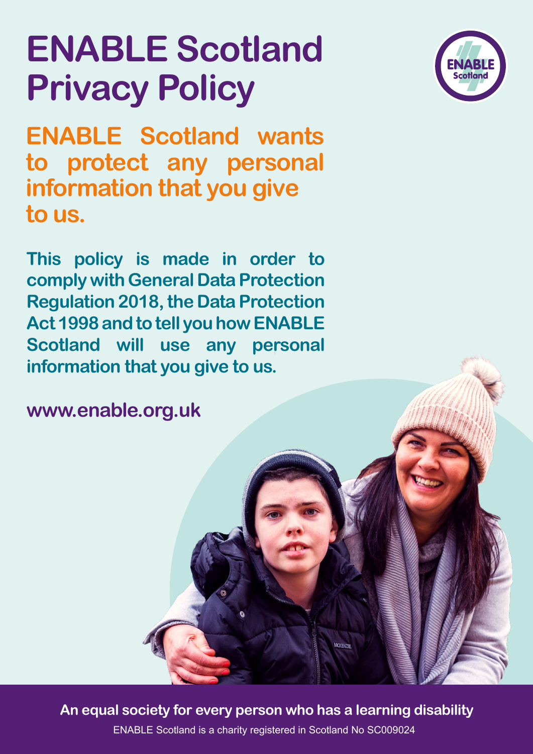# ENABLE Scotland Privacy Policy

**ENABLE Scotland wants to protect any personal information that you give to us.**

**This policy is made in order to comply with General Data Protection Regulation 2018, the Data Protection Act 1998 and to tell you how ENABLE Scotland will use any personal information that you give to us.**

**www.enable.org.uk**

**An equal society for every person who has a learning disability**

ENABLE Scotland is a charity registered in Scotland No SC009024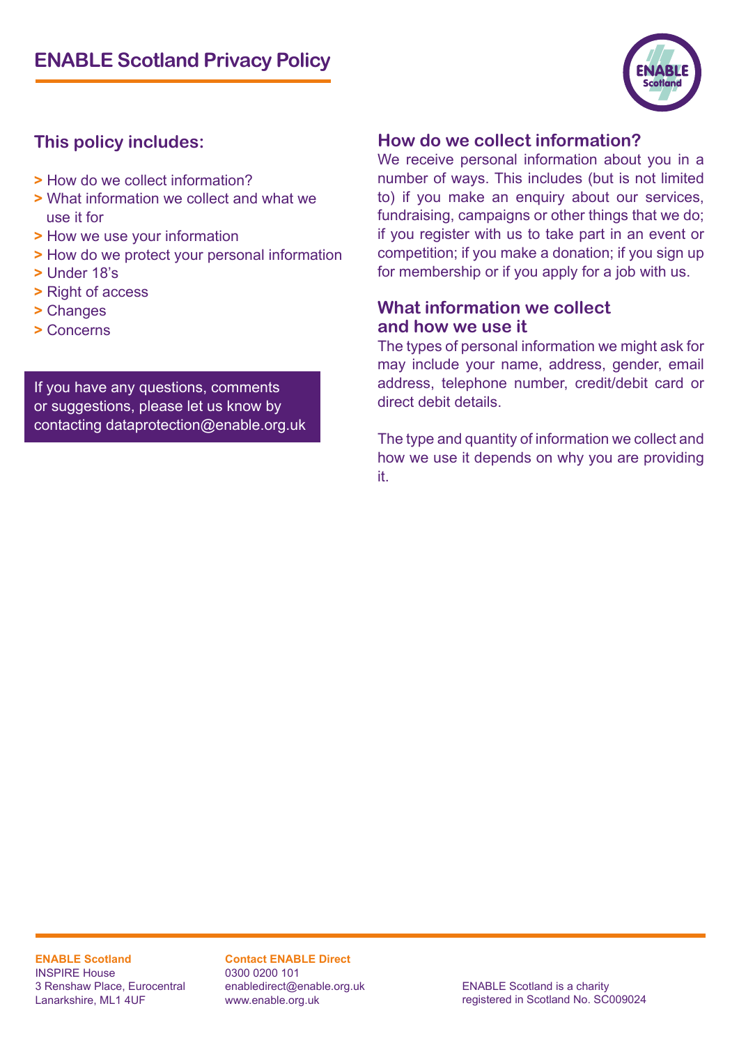# ENABLE Scotland Privacy Policy

## This policy includes:

- How do we collect information?
- What information we collect and what we use it for
- How we use your information
- How do we protect your personal information
- Under 18's
- Right of access
- Changes
- Concerns

If you have any questions, comments or suggestions, please let us know by contacting dataprotection@enable.org.uk

## How do we collect information?

We receive personal information about you in a number of ways. This includes (but is not limited to) if you make an enquiry about our services, fundraising, campaigns or other things that we do; if you register with us to take part in an event or competition; if you make a donation; if you sign up for membership or if you apply for a job with us.

## What information we collect and how we use it

The types of personal information we might ask for may include your name, address, gender, email address, telephone number, credit/debit card or direct debit details.

The type and quantity of information we collect and how we use it depends on why you are providing it.

**ENABLE Scotland**
INSPIRE House
3 Renshaw Place, Eurocentral
Lanarkshire, ML1 4UF

**Contact ENABLE Direct**
0300 0200 101
enabledirect@enable.org.uk
www.enable.org.uk

ENABLE Scotland is a charity registered in Scotland No. SC009024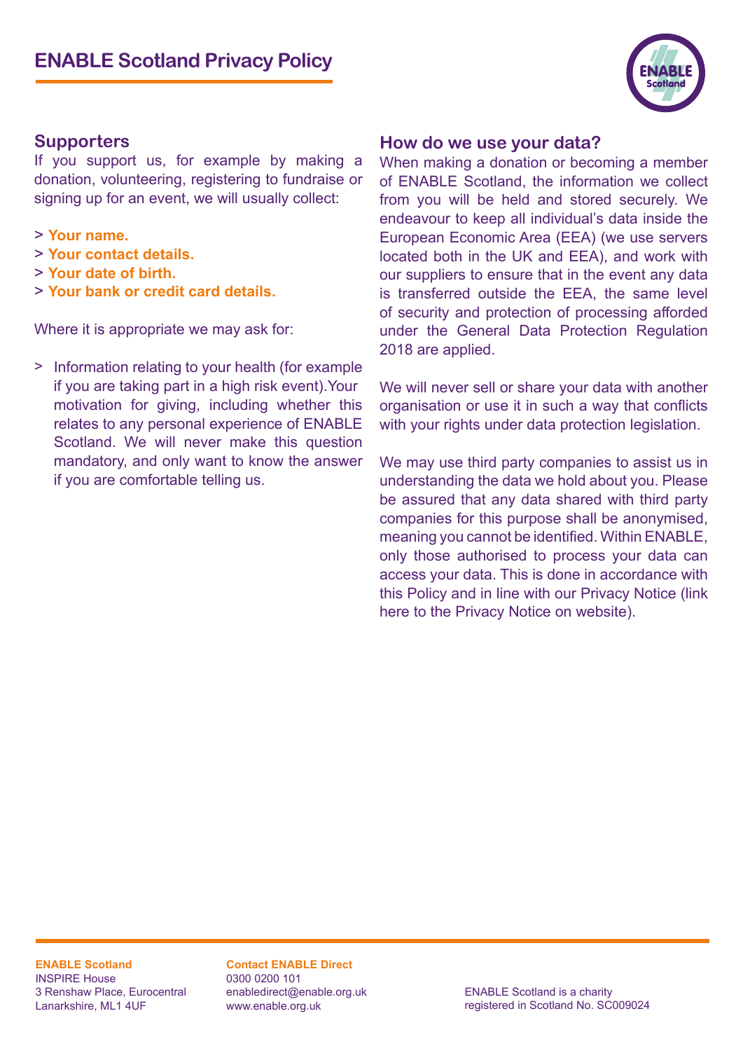# ENABLE Scotland Privacy Policy

## Supporters

If you support us, for example by making a donation, volunteering, registering to fundraise or signing up for an event, we will usually collect:

> **Your name.**
> **Your contact details.**
> **Your date of birth.**
> **Your bank or credit card details.**

Where it is appropriate we may ask for:

> Information relating to your health (for example if you are taking part in a high risk event).Your motivation for giving, including whether this relates to any personal experience of ENABLE Scotland. We will never make this question mandatory, and only want to know the answer if you are comfortable telling us.

## How do we use your data?

When making a donation or becoming a member of ENABLE Scotland, the information we collect from you will be held and stored securely. We endeavour to keep all individual's data inside the European Economic Area (EEA) (we use servers located both in the UK and EEA), and work with our suppliers to ensure that in the event any data is transferred outside the EEA, the same level of security and protection of processing afforded under the General Data Protection Regulation 2018 are applied.

We will never sell or share your data with another organisation or use it in such a way that conflicts with your rights under data protection legislation.

We may use third party companies to assist us in understanding the data we hold about you. Please be assured that any data shared with third party companies for this purpose shall be anonymised, meaning you cannot be identified. Within ENABLE, only those authorised to process your data can access your data. This is done in accordance with this Policy and in line with our Privacy Notice (link here to the Privacy Notice on website).

**ENABLE Scotland**
INSPIRE House
3 Renshaw Place, Eurocentral
Lanarkshire, ML1 4UF

**Contact ENABLE Direct**
0300 0200 101
enabledirect@enable.org.uk
www.enable.org.uk

ENABLE Scotland is a charity registered in Scotland No. SC009024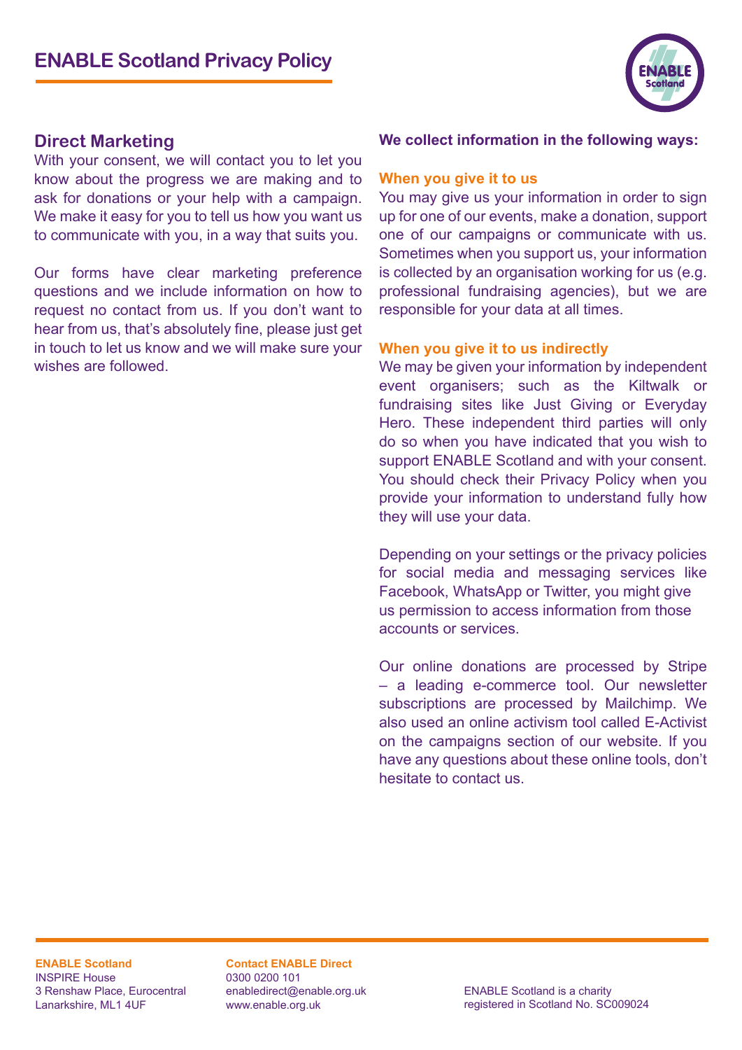# ENABLE Scotland Privacy Policy

## Direct Marketing

With your consent, we will contact you to let you know about the progress we are making and to ask for donations or your help with a campaign. We make it easy for you to tell us how you want us to communicate with you, in a way that suits you.

Our forms have clear marketing preference questions and we include information on how to request no contact from us. If you don't want to hear from us, that's absolutely fine, please just get in touch to let us know and we will make sure your wishes are followed.

**We collect information in the following ways:**

### When you give it to us

You may give us your information in order to sign up for one of our events, make a donation, support one of our campaigns or communicate with us. Sometimes when you support us, your information is collected by an organisation working for us (e.g. professional fundraising agencies), but we are responsible for your data at all times.

### When you give it to us indirectly

We may be given your information by independent event organisers; such as the Kiltwalk or fundraising sites like Just Giving or Everyday Hero. These independent third parties will only do so when you have indicated that you wish to support ENABLE Scotland and with your consent. You should check their Privacy Policy when you provide your information to understand fully how they will use your data.

Depending on your settings or the privacy policies for social media and messaging services like Facebook, WhatsApp or Twitter, you might give us permission to access information from those accounts or services.

Our online donations are processed by Stripe – a leading e-commerce tool. Our newsletter subscriptions are processed by Mailchimp. We also used an online activism tool called E-Activist on the campaigns section of our website. If you have any questions about these online tools, don't hesitate to contact us.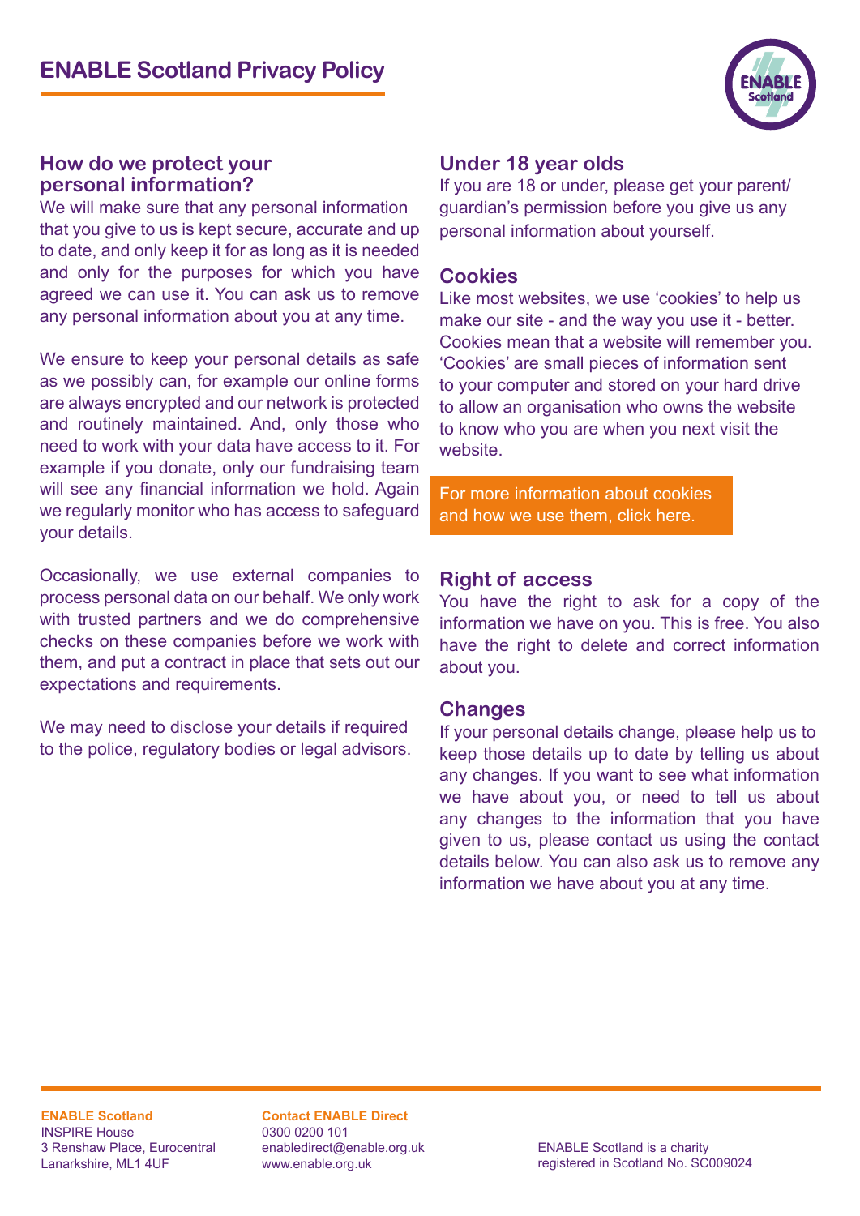# ENABLE Scotland Privacy Policy

## How do we protect your personal information?

We will make sure that any personal information that you give to us is kept secure, accurate and up to date, and only keep it for as long as it is needed and only for the purposes for which you have agreed we can use it. You can ask us to remove any personal information about you at any time.

We ensure to keep your personal details as safe as we possibly can, for example our online forms are always encrypted and our network is protected and routinely maintained. And, only those who need to work with your data have access to it. For example if you donate, only our fundraising team will see any financial information we hold. Again we regularly monitor who has access to safeguard your details.

Occasionally, we use external companies to process personal data on our behalf. We only work with trusted partners and we do comprehensive checks on these companies before we work with them, and put a contract in place that sets out our expectations and requirements.

We may need to disclose your details if required to the police, regulatory bodies or legal advisors.

## Under 18 year olds

If you are 18 or under, please get your parent/guardian's permission before you give us any personal information about yourself.

## Cookies

Like most websites, we use 'cookies' to help us make our site - and the way you use it - better. Cookies mean that a website will remember you. 'Cookies' are small pieces of information sent to your computer and stored on your hard drive to allow an organisation who owns the website to know who you are when you next visit the website.

For more information about cookies and how we use them, click here.

## Right of access

You have the right to ask for a copy of the information we have on you. This is free. You also have the right to delete and correct information about you.

## Changes

If your personal details change, please help us to keep those details up to date by telling us about any changes. If you want to see what information we have about you, or need to tell us about any changes to the information that you have given to us, please contact us using the contact details below. You can also ask us to remove any information we have about you at any time.

**ENABLE Scotland**
INSPIRE House
3 Renshaw Place, Eurocentral
Lanarkshire, ML1 4UF

**Contact ENABLE Direct**
0300 0200 101
enabledirect@enable.org.uk
www.enable.org.uk

ENABLE Scotland is a charity registered in Scotland No. SC009024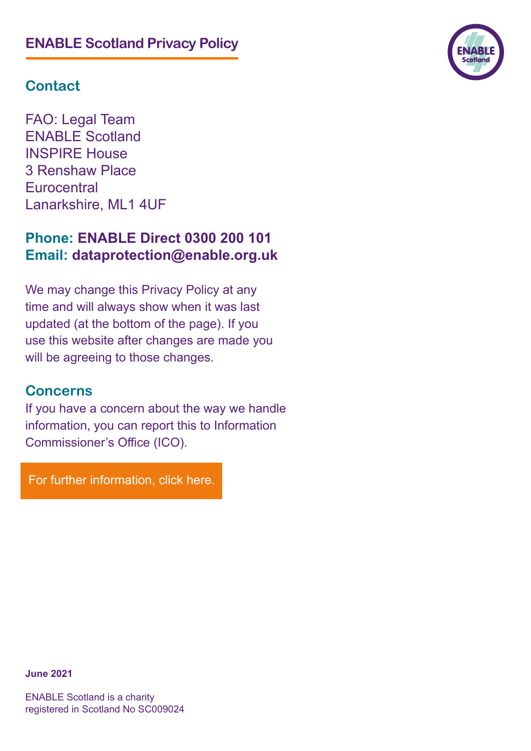## Contact

FAO: Legal Team
ENABLE Scotland
INSPIRE House
3 Renshaw Place
Eurocentral
Lanarkshire, ML1 4UF

**Phone: ENABLE Direct 0300 200 101**
**Email: dataprotection@enable.org.uk**

We may change this Privacy Policy at any time and will always show when it was last updated (at the bottom of the page). If you use this website after changes are made you will be agreeing to those changes.

## Concerns

If you have a concern about the way we handle information, you can report this to Information Commissioner's Office (ICO).

For further information, click here.

**June 2021**

ENABLE Scotland is a charity registered in Scotland No SC009024